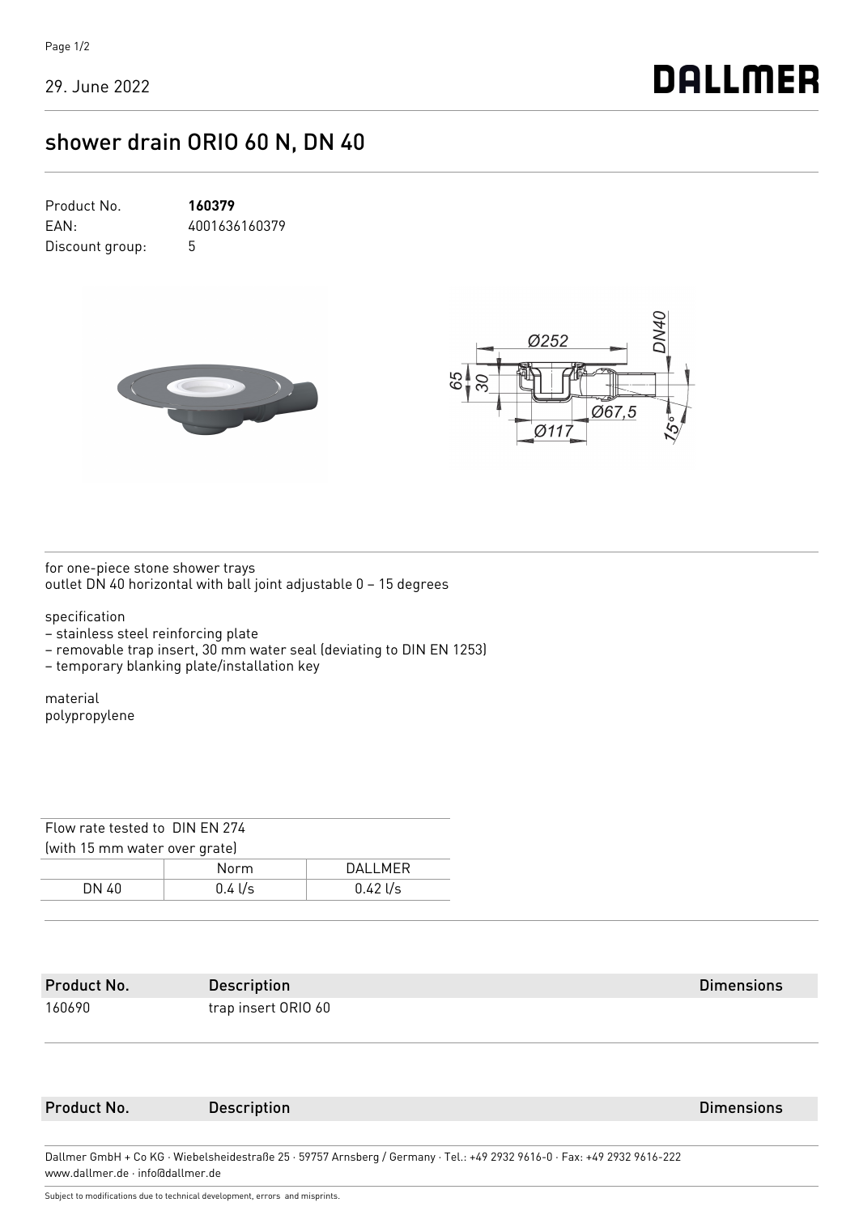29. June 2022

DALLMER

# shower drain ORIO 60 N, DN 40

Product No. **160379**
EAN: 4001636160379
Discount group: 5

for one-piece stone shower trays
outlet DN 40 horizontal with ball joint adjustable 0 – 15 degrees

specification
– stainless steel reinforcing plate
– removable trap insert, 30 mm water seal (deviating to DIN EN 1253)
– temporary blanking plate/installation key

material
polypropylene

| Flow rate tested to DIN EN 274 (with 15 mm water over grate) | | |
|---|---|---|
| | Norm | DALLMER |
| DN 40 | 0.4 l/s | 0.42 l/s |

| Product No. | Description | Dimensions |
|---|---|---|
| 160690 | trap insert ORIO 60 | |

| Product No. | Description | Dimensions |
|---|---|---|

Dallmer GmbH + Co KG · Wiebelsheidestraße 25 · 59757 Arnsberg / Germany · Tel.: +49 2932 9616-0 · Fax: +49 2932 9616-222
www.dallmer.de · info@dallmer.de

Subject to modifications due to technical development, errors and misprints.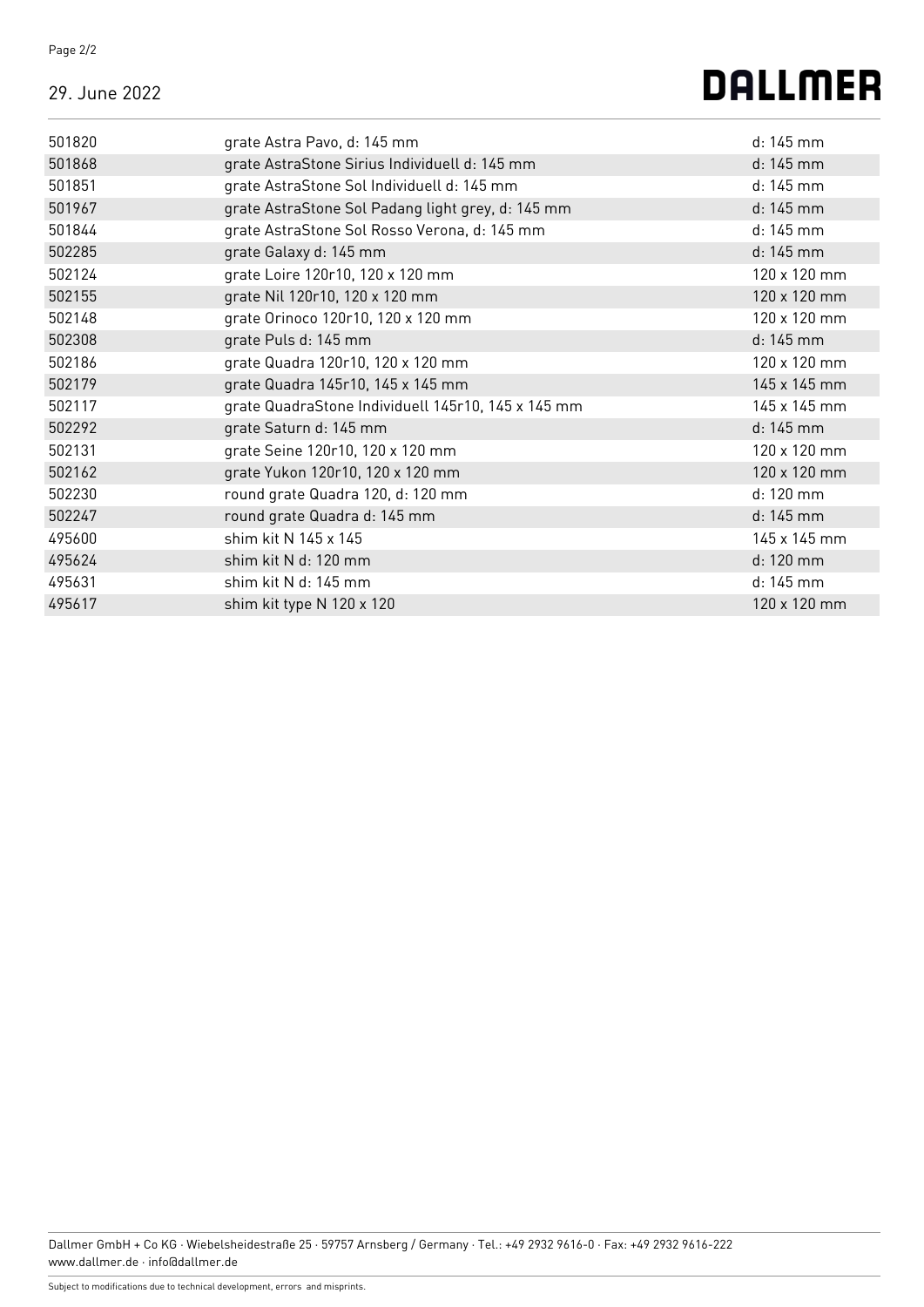| | | |
|---|---|---|
| 501820 | grate Astra Pavo, d: 145 mm | d: 145 mm |
| 501868 | grate AstraStone Sirius Individuell d: 145 mm | d: 145 mm |
| 501851 | grate AstraStone Sol Individuell d: 145 mm | d: 145 mm |
| 501967 | grate AstraStone Sol Padang light grey, d: 145 mm | d: 145 mm |
| 501844 | grate AstraStone Sol Rosso Verona, d: 145 mm | d: 145 mm |
| 502285 | grate Galaxy d: 145 mm | d: 145 mm |
| 502124 | grate Loire 120r10, 120 x 120 mm | 120 x 120 mm |
| 502155 | grate Nil 120r10, 120 x 120 mm | 120 x 120 mm |
| 502148 | grate Orinoco 120r10, 120 x 120 mm | 120 x 120 mm |
| 502308 | grate Puls d: 145 mm | d: 145 mm |
| 502186 | grate Quadra 120r10, 120 x 120 mm | 120 x 120 mm |
| 502179 | grate Quadra 145r10, 145 x 145 mm | 145 x 145 mm |
| 502117 | grate QuadraStone Individuell 145r10, 145 x 145 mm | 145 x 145 mm |
| 502292 | grate Saturn d: 145 mm | d: 145 mm |
| 502131 | grate Seine 120r10, 120 x 120 mm | 120 x 120 mm |
| 502162 | grate Yukon 120r10, 120 x 120 mm | 120 x 120 mm |
| 502230 | round grate Quadra 120, d: 120 mm | d: 120 mm |
| 502247 | round grate Quadra d: 145 mm | d: 145 mm |
| 495600 | shim kit N 145 x 145 | 145 x 145 mm |
| 495624 | shim kit N d: 120 mm | d: 120 mm |
| 495631 | shim kit N d: 145 mm | d: 145 mm |
| 495617 | shim kit type N 120 x 120 | 120 x 120 mm |